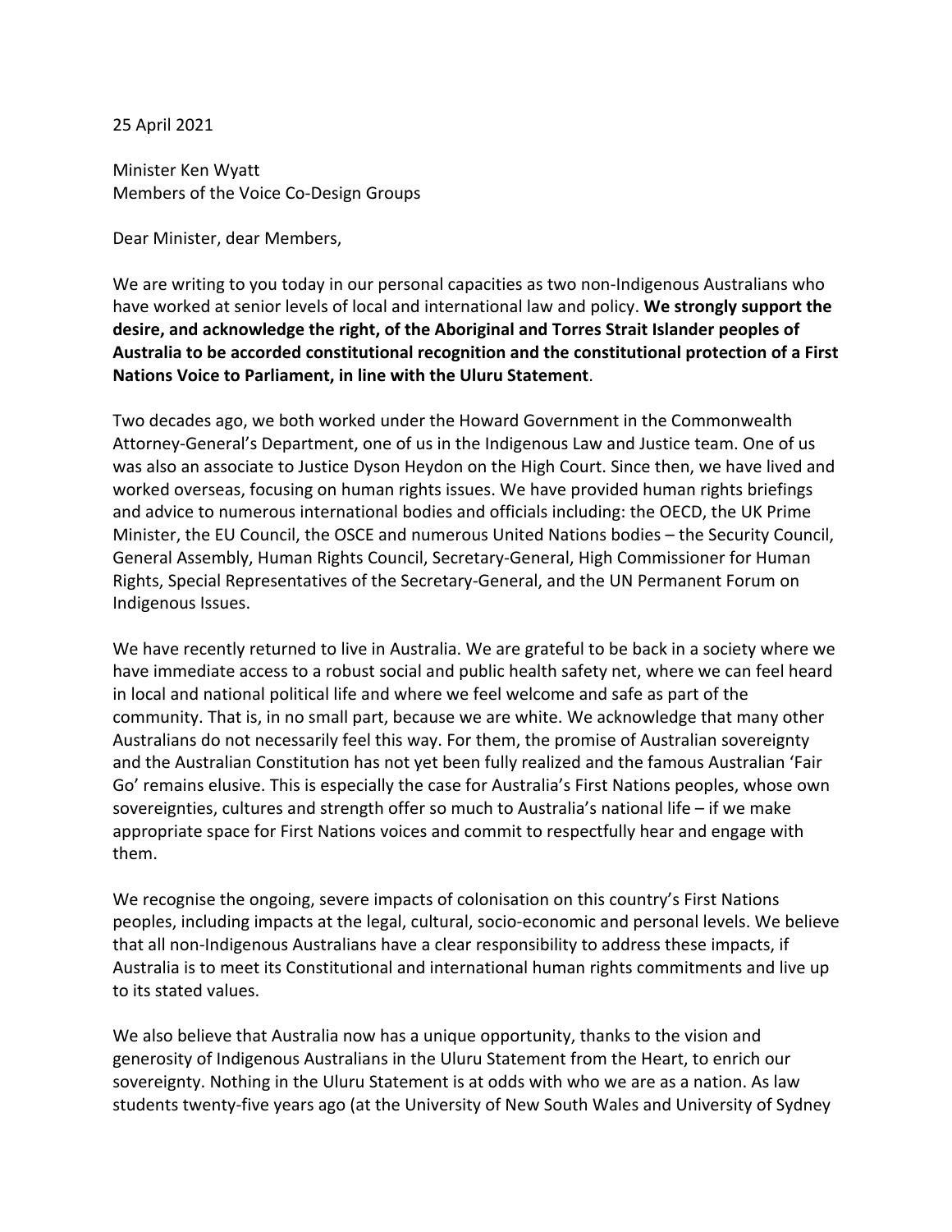25 April 2021

Minister Ken Wyatt
Members of the Voice Co-Design Groups

Dear Minister, dear Members,

We are writing to you today in our personal capacities as two non-Indigenous Australians who have worked at senior levels of local and international law and policy. **We strongly support the desire, and acknowledge the right, of the Aboriginal and Torres Strait Islander peoples of Australia to be accorded constitutional recognition and the constitutional protection of a First Nations Voice to Parliament, in line with the Uluru Statement**.

Two decades ago, we both worked under the Howard Government in the Commonwealth Attorney-General's Department, one of us in the Indigenous Law and Justice team. One of us was also an associate to Justice Dyson Heydon on the High Court. Since then, we have lived and worked overseas, focusing on human rights issues. We have provided human rights briefings and advice to numerous international bodies and officials including: the OECD, the UK Prime Minister, the EU Council, the OSCE and numerous United Nations bodies – the Security Council, General Assembly, Human Rights Council, Secretary-General, High Commissioner for Human Rights, Special Representatives of the Secretary-General, and the UN Permanent Forum on Indigenous Issues.

We have recently returned to live in Australia. We are grateful to be back in a society where we have immediate access to a robust social and public health safety net, where we can feel heard in local and national political life and where we feel welcome and safe as part of the community. That is, in no small part, because we are white. We acknowledge that many other Australians do not necessarily feel this way. For them, the promise of Australian sovereignty and the Australian Constitution has not yet been fully realized and the famous Australian 'Fair Go' remains elusive. This is especially the case for Australia's First Nations peoples, whose own sovereignties, cultures and strength offer so much to Australia's national life – if we make appropriate space for First Nations voices and commit to respectfully hear and engage with them.

We recognise the ongoing, severe impacts of colonisation on this country's First Nations peoples, including impacts at the legal, cultural, socio-economic and personal levels. We believe that all non-Indigenous Australians have a clear responsibility to address these impacts, if Australia is to meet its Constitutional and international human rights commitments and live up to its stated values.

We also believe that Australia now has a unique opportunity, thanks to the vision and generosity of Indigenous Australians in the Uluru Statement from the Heart, to enrich our sovereignty. Nothing in the Uluru Statement is at odds with who we are as a nation. As law students twenty-five years ago (at the University of New South Wales and University of Sydney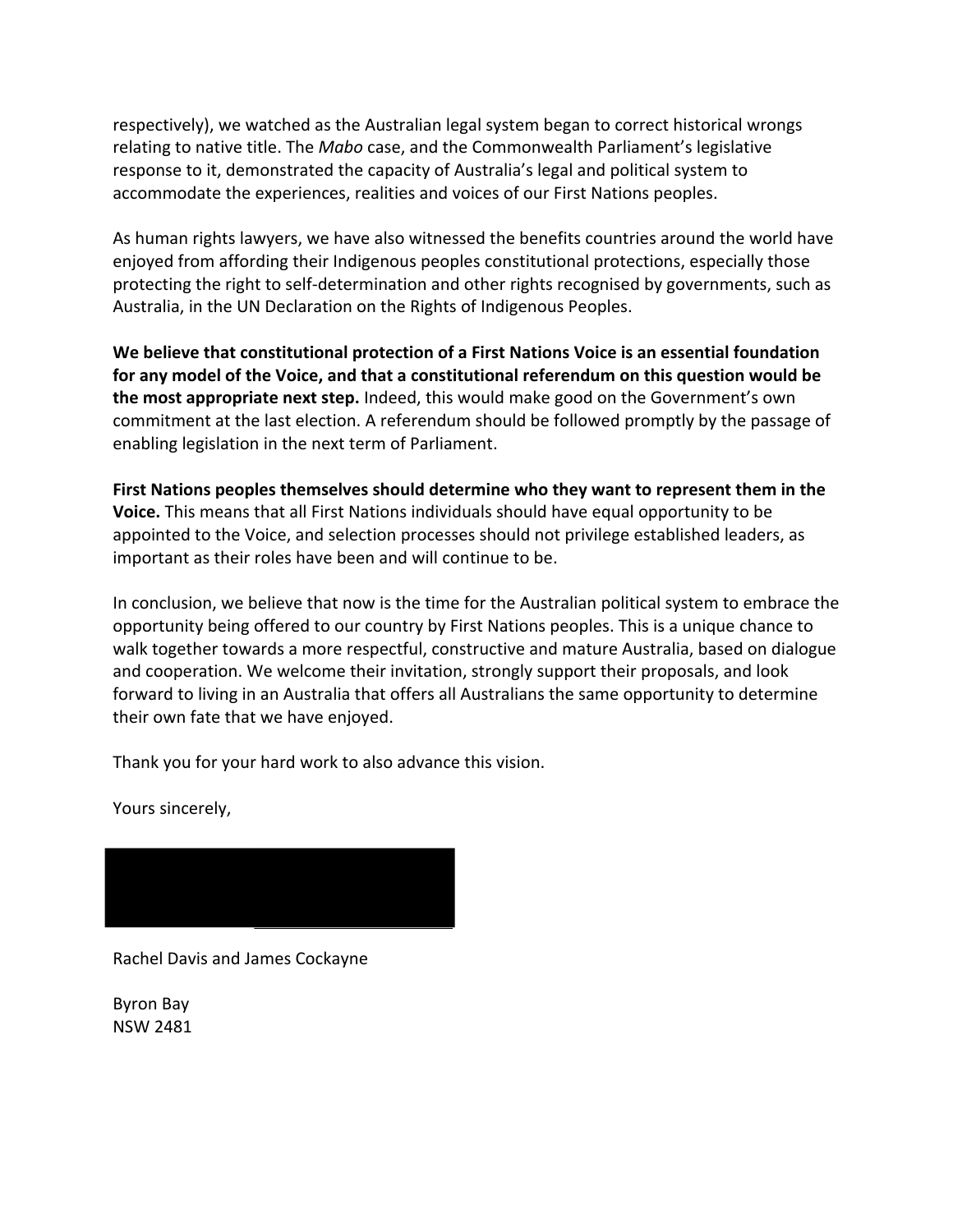respectively), we watched as the Australian legal system began to correct historical wrongs relating to native title. The *Mabo* case, and the Commonwealth Parliament's legislative response to it, demonstrated the capacity of Australia's legal and political system to accommodate the experiences, realities and voices of our First Nations peoples.

As human rights lawyers, we have also witnessed the benefits countries around the world have enjoyed from affording their Indigenous peoples constitutional protections, especially those protecting the right to self-determination and other rights recognised by governments, such as Australia, in the UN Declaration on the Rights of Indigenous Peoples.

**We believe that constitutional protection of a First Nations Voice is an essential foundation for any model of the Voice, and that a constitutional referendum on this question would be the most appropriate next step.** Indeed, this would make good on the Government's own commitment at the last election. A referendum should be followed promptly by the passage of enabling legislation in the next term of Parliament.

**First Nations peoples themselves should determine who they want to represent them in the Voice.** This means that all First Nations individuals should have equal opportunity to be appointed to the Voice, and selection processes should not privilege established leaders, as important as their roles have been and will continue to be.

In conclusion, we believe that now is the time for the Australian political system to embrace the opportunity being offered to our country by First Nations peoples. This is a unique chance to walk together towards a more respectful, constructive and mature Australia, based on dialogue and cooperation. We welcome their invitation, strongly support their proposals, and look forward to living in an Australia that offers all Australians the same opportunity to determine their own fate that we have enjoyed.

Thank you for your hard work to also advance this vision.

Yours sincerely,

Rachel Davis and James Cockayne

Byron Bay
NSW 2481